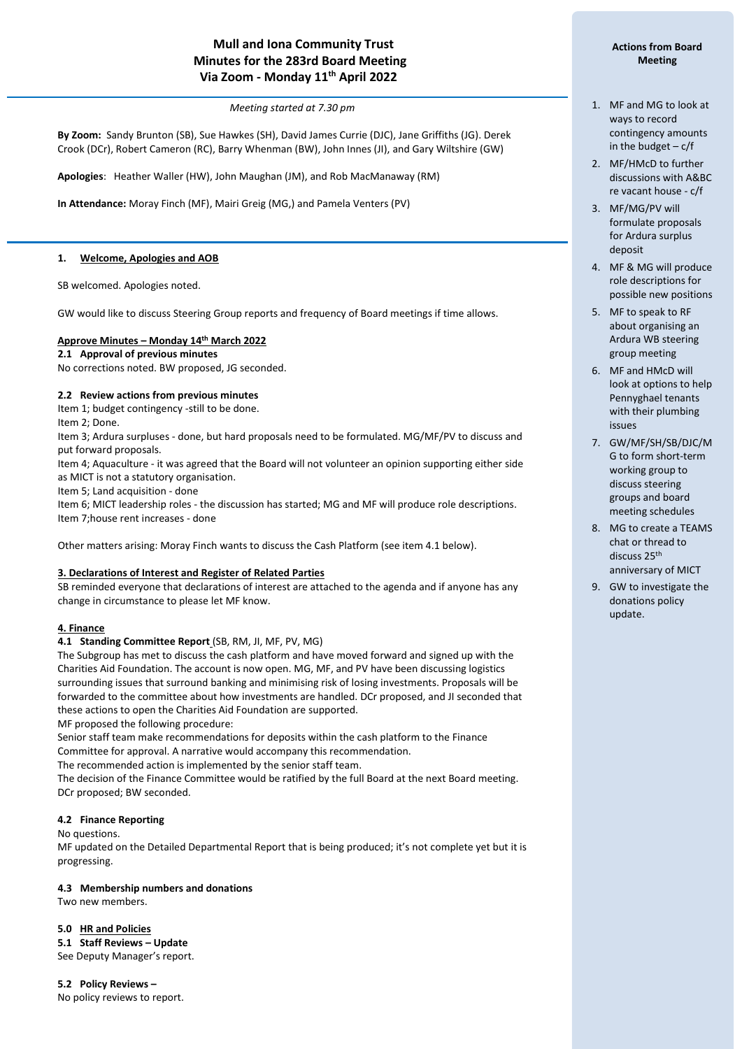# Mull and Iona Community Trust
## Minutes for the 283rd Board Meeting
## Via Zoom - Monday 11th April 2022

*Meeting started at 7.30 pm*

**By Zoom:** Sandy Brunton (SB), Sue Hawkes (SH), David James Currie (DJC), Jane Griffiths (JG). Derek Crook (DCr), Robert Cameron (RC), Barry Whenman (BW), John Innes (JI), and Gary Wiltshire (GW)

**Apologies**: Heather Waller (HW), John Maughan (JM), and Rob MacManaway (RM)

**In Attendance:** Moray Finch (MF), Mairi Greig (MG,) and Pamela Venters (PV)

### 1. Welcome, Apologies and AOB

SB welcomed. Apologies noted.

GW would like to discuss Steering Group reports and frequency of Board meetings if time allows.

### Approve Minutes – Monday 14th March 2022

**2.1 Approval of previous minutes**

No corrections noted. BW proposed, JG seconded.

**2.2 Review actions from previous minutes**

Item 1; budget contingency -still to be done.

Item 2; Done.

Item 3; Ardura surpluses - done, but hard proposals need to be formulated. MG/MF/PV to discuss and put forward proposals.

Item 4; Aquaculture - it was agreed that the Board will not volunteer an opinion supporting either side as MICT is not a statutory organisation.

Item 5; Land acquisition - done

Item 6; MICT leadership roles - the discussion has started; MG and MF will produce role descriptions.

Item 7;house rent increases - done

Other matters arising: Moray Finch wants to discuss the Cash Platform (see item 4.1 below).

### 3. Declarations of Interest and Register of Related Parties

SB reminded everyone that declarations of interest are attached to the agenda and if anyone has any change in circumstance to please let MF know.

### 4. Finance

**4.1 Standing Committee Report** (SB, RM, JI, MF, PV, MG)

The Subgroup has met to discuss the cash platform and have moved forward and signed up with the Charities Aid Foundation. The account is now open. MG, MF, and PV have been discussing logistics surrounding issues that surround banking and minimising risk of losing investments. Proposals will be forwarded to the committee about how investments are handled. DCr proposed, and JI seconded that these actions to open the Charities Aid Foundation are supported.

MF proposed the following procedure:

Senior staff team make recommendations for deposits within the cash platform to the Finance Committee for approval. A narrative would accompany this recommendation.

The recommended action is implemented by the senior staff team.

The decision of the Finance Committee would be ratified by the full Board at the next Board meeting. DCr proposed; BW seconded.

**4.2 Finance Reporting**

No questions.

MF updated on the Detailed Departmental Report that is being produced; it's not complete yet but it is progressing.

**4.3 Membership numbers and donations**

Two new members.

### 5.0 HR and Policies

**5.1 Staff Reviews – Update**

See Deputy Manager's report.

**5.2 Policy Reviews –**

No policy reviews to report.

---

**Actions from Board Meeting**

1. MF and MG to look at ways to record contingency amounts in the budget – c/f
2. MF/HMcD to further discussions with A&BC re vacant house - c/f
3. MF/MG/PV will formulate proposals for Ardura surplus deposit
4. MF & MG will produce role descriptions for possible new positions
5. MF to speak to RF about organising an Ardura WB steering group meeting
6. MF and HMcD will look at options to help Pennyghael tenants with their plumbing issues
7. GW/MF/SH/SB/DJC/MG to form short-term working group to discuss steering groups and board meeting schedules
8. MG to create a TEAMS chat or thread to discuss 25th anniversary of MICT
9. GW to investigate the donations policy update.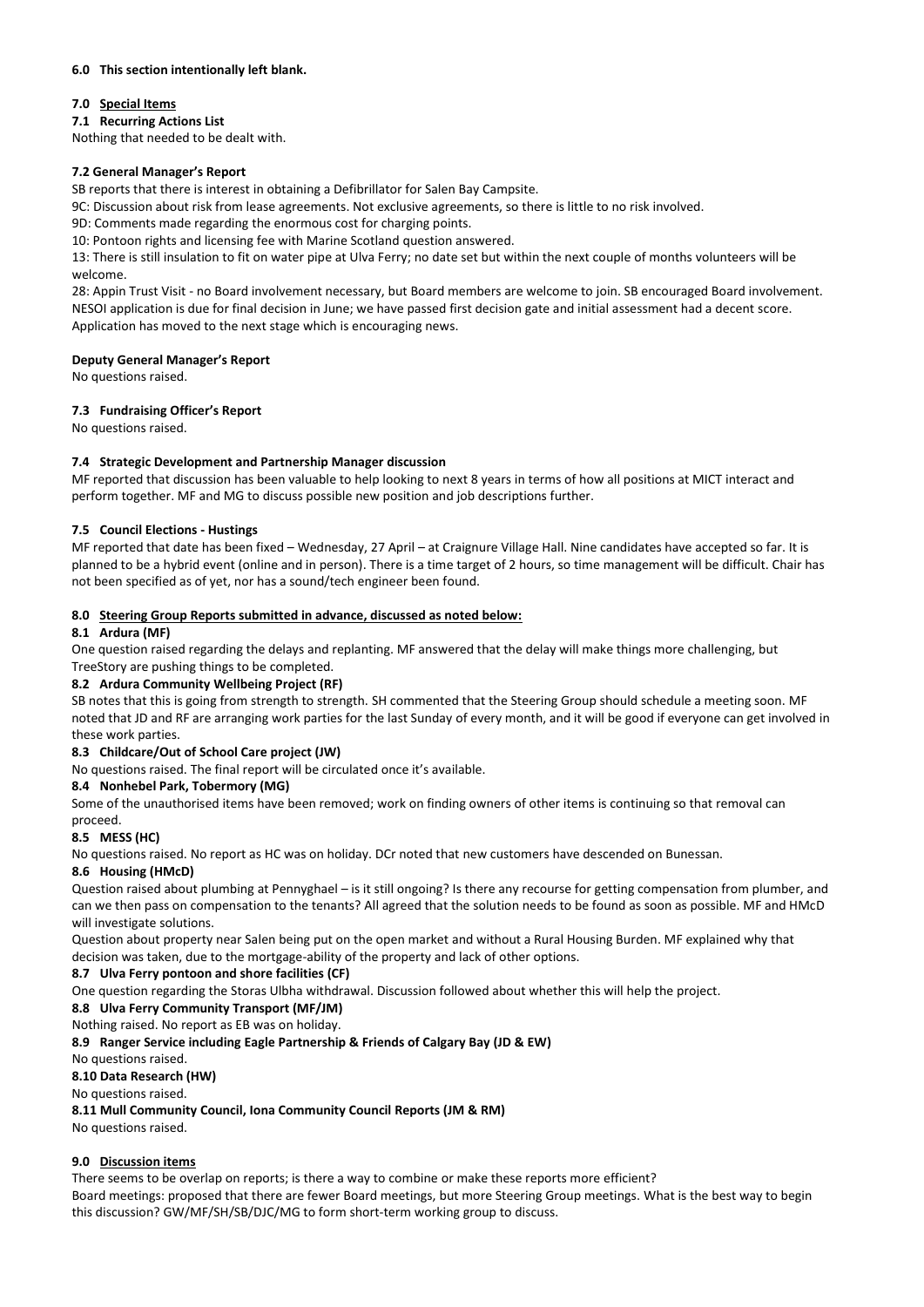**6.0 This section intentionally left blank.**

## 7.0 Special Items

**7.1 Recurring Actions List**

Nothing that needed to be dealt with.

**7.2 General Manager's Report**

SB reports that there is interest in obtaining a Defibrillator for Salen Bay Campsite.

9C: Discussion about risk from lease agreements. Not exclusive agreements, so there is little to no risk involved.

9D: Comments made regarding the enormous cost for charging points.

10: Pontoon rights and licensing fee with Marine Scotland question answered.

13: There is still insulation to fit on water pipe at Ulva Ferry; no date set but within the next couple of months volunteers will be welcome.

28: Appin Trust Visit - no Board involvement necessary, but Board members are welcome to join. SB encouraged Board involvement. NESOI application is due for final decision in June; we have passed first decision gate and initial assessment had a decent score. Application has moved to the next stage which is encouraging news.

**Deputy General Manager's Report**

No questions raised.

**7.3 Fundraising Officer's Report**

No questions raised.

**7.4 Strategic Development and Partnership Manager discussion**

MF reported that discussion has been valuable to help looking to next 8 years in terms of how all positions at MICT interact and perform together. MF and MG to discuss possible new position and job descriptions further.

**7.5 Council Elections - Hustings**

MF reported that date has been fixed – Wednesday, 27 April – at Craignure Village Hall. Nine candidates have accepted so far. It is planned to be a hybrid event (online and in person). There is a time target of 2 hours, so time management will be difficult. Chair has not been specified as of yet, nor has a sound/tech engineer been found.

## 8.0 Steering Group Reports submitted in advance, discussed as noted below:

**8.1 Ardura (MF)**

One question raised regarding the delays and replanting. MF answered that the delay will make things more challenging, but TreeStory are pushing things to be completed.

**8.2 Ardura Community Wellbeing Project (RF)**

SB notes that this is going from strength to strength. SH commented that the Steering Group should schedule a meeting soon. MF noted that JD and RF are arranging work parties for the last Sunday of every month, and it will be good if everyone can get involved in these work parties.

**8.3 Childcare/Out of School Care project (JW)**

No questions raised. The final report will be circulated once it's available.

**8.4 Nonhebel Park, Tobermory (MG)**

Some of the unauthorised items have been removed; work on finding owners of other items is continuing so that removal can proceed.

**8.5 MESS (HC)**

No questions raised. No report as HC was on holiday. DCr noted that new customers have descended on Bunessan.

**8.6 Housing (HMcD)**

Question raised about plumbing at Pennyghael – is it still ongoing? Is there any recourse for getting compensation from plumber, and can we then pass on compensation to the tenants? All agreed that the solution needs to be found as soon as possible. MF and HMcD will investigate solutions.

Question about property near Salen being put on the open market and without a Rural Housing Burden. MF explained why that decision was taken, due to the mortgage-ability of the property and lack of other options.

**8.7 Ulva Ferry pontoon and shore facilities (CF)**

One question regarding the Storas Ulbha withdrawal. Discussion followed about whether this will help the project.

**8.8 Ulva Ferry Community Transport (MF/JM)**

Nothing raised. No report as EB was on holiday.

**8.9 Ranger Service including Eagle Partnership & Friends of Calgary Bay (JD & EW)**

No questions raised.

**8.10 Data Research (HW)**

No questions raised.

**8.11 Mull Community Council, Iona Community Council Reports (JM & RM)**

No questions raised.

## 9.0 Discussion items

There seems to be overlap on reports; is there a way to combine or make these reports more efficient?

Board meetings: proposed that there are fewer Board meetings, but more Steering Group meetings. What is the best way to begin this discussion? GW/MF/SH/SB/DJC/MG to form short-term working group to discuss.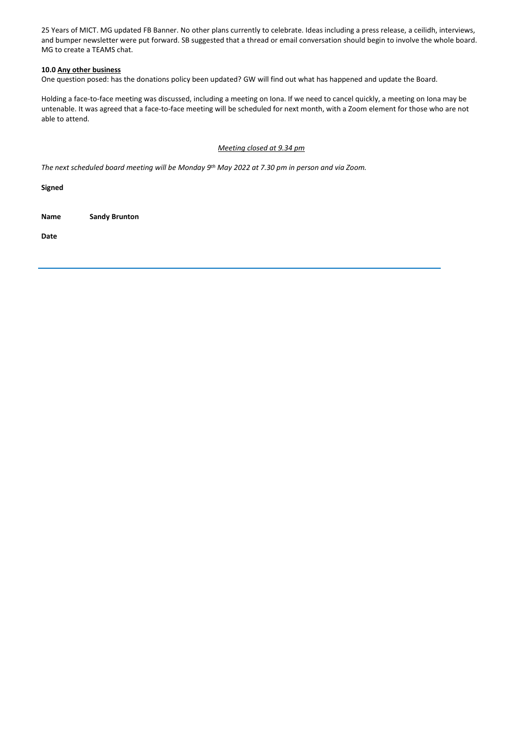25 Years of MICT. MG updated FB Banner. No other plans currently to celebrate. Ideas including a press release, a ceilidh, interviews, and bumper newsletter were put forward. SB suggested that a thread or email conversation should begin to involve the whole board. MG to create a TEAMS chat.

**10.0 Any other business**

One question posed: has the donations policy been updated? GW will find out what has happened and update the Board.

Holding a face-to-face meeting was discussed, including a meeting on Iona. If we need to cancel quickly, a meeting on Iona may be untenable. It was agreed that a face-to-face meeting will be scheduled for next month, with a Zoom element for those who are not able to attend.

*Meeting closed at 9.34 pm*

*The next scheduled board meeting will be Monday 9th May 2022 at 7.30 pm in person and via Zoom.*

**Signed**

**Name** **Sandy Brunton**

**Date**